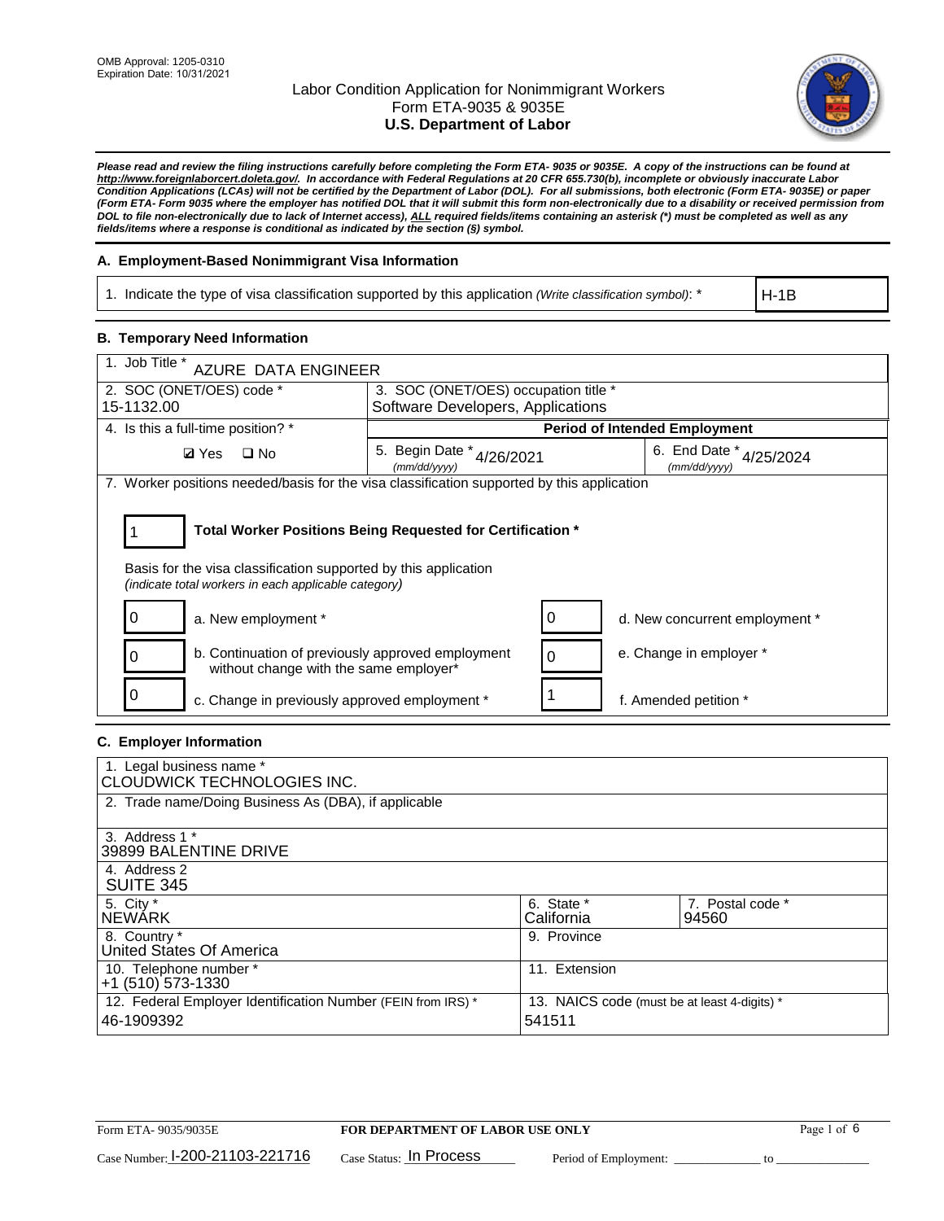OMB Approval: 1205-0310
Expiration Date: 10/31/2021

# Labor Condition Application for Nonimmigrant Workers
## Form ETA-9035 & 9035E
## U.S. Department of Labor

***Please read and review the filing instructions carefully before completing the Form ETA- 9035 or 9035E. A copy of the instructions can be found at http://www.foreignlaborcert.doleta.gov/. In accordance with Federal Regulations at 20 CFR 655.730(b), incomplete or obviously inaccurate Labor Condition Applications (LCAs) will not be certified by the Department of Labor (DOL). For all submissions, both electronic (Form ETA- 9035E) or paper (Form ETA- Form 9035 where the employer has notified DOL that it will submit this form non-electronically due to a disability or received permission from DOL to file non-electronically due to lack of Internet access), ALL required fields/items containing an asterisk (*) must be completed as well as any fields/items where a response is conditional as indicated by the section (§) symbol.***

### A. Employment-Based Nonimmigrant Visa Information

| 1. Indicate the type of visa classification supported by this application *(Write classification symbol)*: * | H-1B |
|---|---|

### B. Temporary Need Information

| 1. Job Title * AZURE DATA ENGINEER | | |
|---|---|---|
| 2. SOC (ONET/OES) code * 15-1132.00 | 3. SOC (ONET/OES) occupation title * Software Developers, Applications | |
| 4. Is this a full-time position? * | **Period of Intended Employment** | |
| ☑ Yes ☐ No | 5. Begin Date * (mm/dd/yyyy) 4/26/2021 | 6. End Date * (mm/dd/yyyy) 4/25/2024 |

7. Worker positions needed/basis for the visa classification supported by this application

**1** — **Total Worker Positions Being Requested for Certification ***

Basis for the visa classification supported by this application
*(indicate total workers in each applicable category)*

| Count | Category | Count | Category |
|---|---|---|---|
| 0 | a. New employment * | 0 | d. New concurrent employment * |
| 0 | b. Continuation of previously approved employment without change with the same employer* | 0 | e. Change in employer * |
| 0 | c. Change in previously approved employment * | 1 | f. Amended petition * |

### C. Employer Information

| 1. Legal business name * CLOUDWICK TECHNOLOGIES INC. | | |
|---|---|---|
| 2. Trade name/Doing Business As (DBA), if applicable | | |
| 3. Address 1 * 39899 BALENTINE DRIVE | | |
| 4. Address 2 SUITE 345 | | |
| 5. City * NEWARK | 6. State * California | 7. Postal code * 94560 |
| 8. Country * United States Of America | 9. Province | |
| 10. Telephone number * +1 (510) 573-1330 | 11. Extension | |
| 12. Federal Employer Identification Number (FEIN from IRS) * 46-1909392 | 13. NAICS code (must be at least 4-digits) * 541511 | |

Form ETA- 9035/9035E — **FOR DEPARTMENT OF LABOR USE ONLY**

Case Number: I-200-21103-221716 Case Status: In Process Period of Employment: ______________ to ______________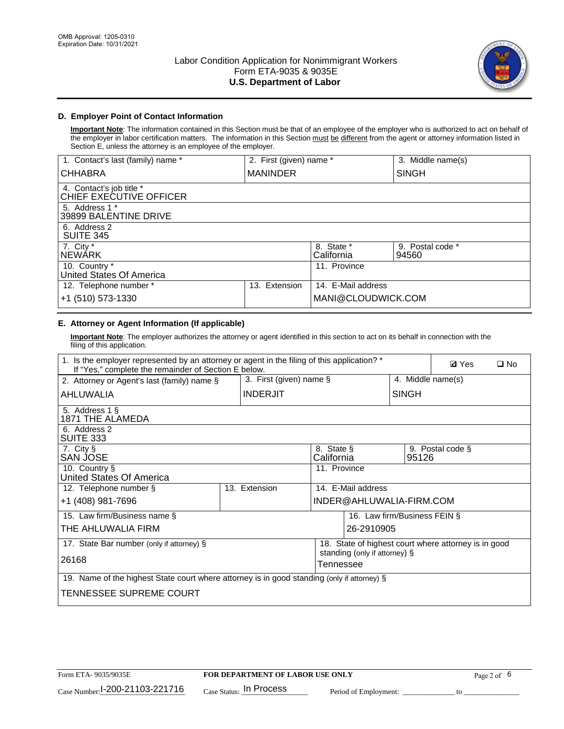OMB Approval: 1205-0310
Expiration Date: 10/31/2021

# Labor Condition Application for Nonimmigrant Workers
Form ETA-9035 & 9035E
**U.S. Department of Labor**

## D. Employer Point of Contact Information

**Important Note**: The information contained in this Section must be that of an employee of the employer who is authorized to act on behalf of the employer in labor certification matters. The information in this Section must be different from the agent or attorney information listed in Section E, unless the attorney is an employee of the employer.

| 1. Contact's last (family) name * | 2. First (given) name * | 3. Middle name(s) |
|---|---|---|
| CHHABRA | MANINDER | SINGH |
| 4. Contact's job title * CHIEF EXECUTIVE OFFICER | | |
| 5. Address 1 * 39899 BALENTINE DRIVE | | |
| 6. Address 2 SUITE 345 | | |
| 7. City * NEWARK | 8. State * California | 9. Postal code * 94560 |
| 10. Country * United States Of America | 11. Province | |
| 12. Telephone number * +1 (510) 573-1330 | 13. Extension | 14. E-Mail address MANI@CLOUDWICK.COM |

## E. Attorney or Agent Information (If applicable)

**Important Note**: The employer authorizes the attorney or agent identified in this section to act on its behalf in connection with the filing of this application.

| 1. Is the employer represented by an attorney or agent in the filing of this application? * If "Yes," complete the remainder of Section E below. | | ☑ Yes ☐ No |
|---|---|---|
| 2. Attorney or Agent's last (family) name § AHLUWALIA | 3. First (given) name § INDERJIT | 4. Middle name(s) SINGH |
| 5. Address 1 § 1871 THE ALAMEDA | | |
| 6. Address 2 SUITE 333 | | |
| 7. City § SAN JOSE | 8. State § California | 9. Postal code § 95126 |
| 10. Country § United States Of America | 11. Province | |
| 12. Telephone number § +1 (408) 981-7696 | 13. Extension | 14. E-Mail address INDER@AHLUWALIA-FIRM.COM |
| 15. Law firm/Business name § THE AHLUWALIA FIRM | | 16. Law firm/Business FEIN § 26-2910905 |
| 17. State Bar number (only if attorney) § 26168 | | 18. State of highest court where attorney is in good standing (only if attorney) § Tennessee |
| 19. Name of the highest State court where attorney is in good standing (only if attorney) § TENNESSEE SUPREME COURT | | |

Form ETA- 9035/9035E | **FOR DEPARTMENT OF LABOR USE ONLY**

Case Number: I-200-21103-221716 Case Status: In Process Period of Employment: ____________ to ____________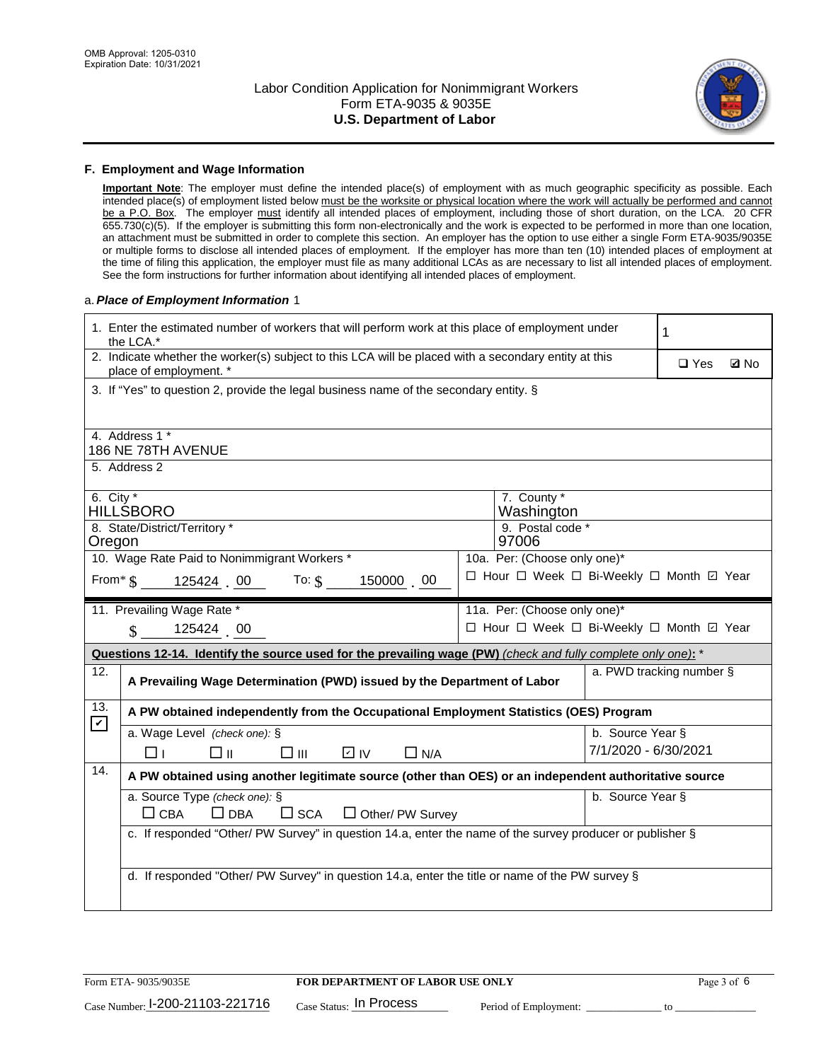### F. Employment and Wage Information

**Important Note**: The employer must define the intended place(s) of employment with as much geographic specificity as possible. Each intended place(s) of employment listed below must be the worksite or physical location where the work will actually be performed and cannot be a P.O. Box. The employer must identify all intended places of employment, including those of short duration, on the LCA. 20 CFR 655.730(c)(5). If the employer is submitting this form non-electronically and the work is expected to be performed in more than one location, an attachment must be submitted in order to complete this section. An employer has the option to use either a single Form ETA-9035/9035E or multiple forms to disclose all intended places of employment. If the employer has more than ten (10) intended places of employment at the time of filing this application, the employer must file as many additional LCAs as are necessary to list all intended places of employment. See the form instructions for further information about identifying all intended places of employment.

a. ***Place of Employment Information*** 1

| | |
|---|---|
| 1. Enter the estimated number of workers that will perform work at this place of employment under the LCA.* | 1 |
| 2. Indicate whether the worker(s) subject to this LCA will be placed with a secondary entity at this place of employment. * | ☐ Yes ☑ No |
| 3. If "Yes" to question 2, provide the legal business name of the secondary entity. § | |
| 4. Address 1 * | 186 NE 78TH AVENUE |
| 5. Address 2 | |
| 6. City * | HILLSBORO |
| 7. County * | Washington |
| 8. State/District/Territory * | Oregon |
| 9. Postal code * | 97006 |
| 10. Wage Rate Paid to Nonimmigrant Workers * | From* $ 125424.00 To: $ 150000.00 |
| 10a. Per: (Choose only one)* | ☐ Hour ☐ Week ☐ Bi-Weekly ☐ Month ☑ Year |
| 11. Prevailing Wage Rate * | $ 125424.00 |
| 11a. Per: (Choose only one)* | ☐ Hour ☐ Week ☐ Bi-Weekly ☐ Month ☑ Year |

**Questions 12-14. Identify the source used for the prevailing wage (PW)** *(check and fully complete only one)*: *

| | | |
|---|---|---|
| 12. ☐ | **A Prevailing Wage Determination (PWD) issued by the Department of Labor** | a. PWD tracking number § |
| 13. ☑ | **A PW obtained independently from the Occupational Employment Statistics (OES) Program** | |
| | a. Wage Level *(check one)*: § ☐ I ☐ II ☐ III ☑ IV ☐ N/A | b. Source Year § 7/1/2020 - 6/30/2021 |
| 14. ☐ | **A PW obtained using another legitimate source (other than OES) or an independent authoritative source** | |
| | a. Source Type *(check one)*: § ☐ CBA ☐ DBA ☐ SCA ☐ Other/ PW Survey | b. Source Year § |
| | c. If responded "Other/ PW Survey" in question 14.a, enter the name of the survey producer or publisher § | |
| | d. If responded "Other/ PW Survey" in question 14.a, enter the title or name of the PW survey § | |

Form ETA- 9035/9035E **FOR DEPARTMENT OF LABOR USE ONLY**

Case Number: I-200-21103-221716 Case Status: In Process Period of Employment: _____________ to _____________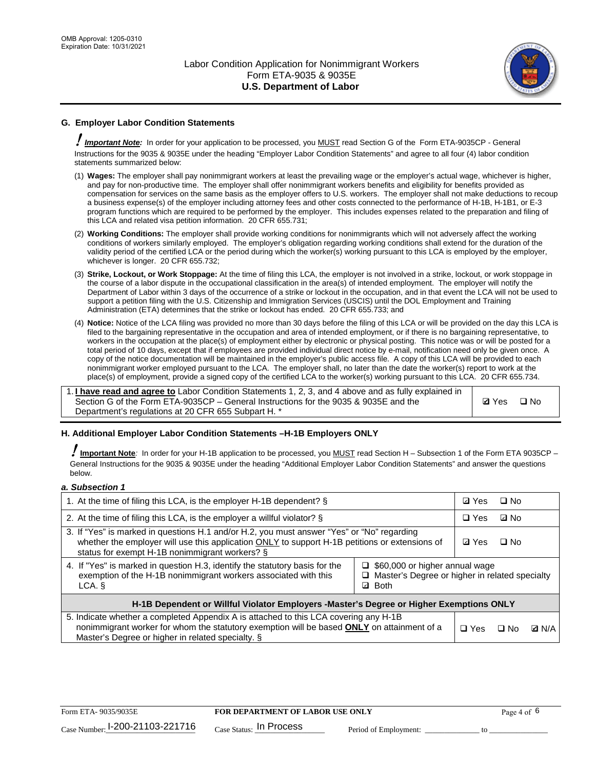## G. Employer Labor Condition Statements

**Important Note:** In order for your application to be processed, you MUST read Section G of the Form ETA-9035CP - General Instructions for the 9035 & 9035E under the heading "Employer Labor Condition Statements" and agree to all four (4) labor condition statements summarized below:

(1) **Wages:** The employer shall pay nonimmigrant workers at least the prevailing wage or the employer's actual wage, whichever is higher, and pay for non-productive time. The employer shall offer nonimmigrant workers benefits and eligibility for benefits provided as compensation for services on the same basis as the employer offers to U.S. workers. The employer shall not make deductions to recoup a business expense(s) of the employer including attorney fees and other costs connected to the performance of H-1B, H-1B1, or E-3 program functions which are required to be performed by the employer. This includes expenses related to the preparation and filing of this LCA and related visa petition information. 20 CFR 655.731;

(2) **Working Conditions:** The employer shall provide working conditions for nonimmigrants which will not adversely affect the working conditions of workers similarly employed. The employer's obligation regarding working conditions shall extend for the duration of the validity period of the certified LCA or the period during which the worker(s) working pursuant to this LCA is employed by the employer, whichever is longer. 20 CFR 655.732;

(3) **Strike, Lockout, or Work Stoppage:** At the time of filing this LCA, the employer is not involved in a strike, lockout, or work stoppage in the course of a labor dispute in the occupational classification in the area(s) of intended employment. The employer will notify the Department of Labor within 3 days of the occurrence of a strike or lockout in the occupation, and in that event the LCA will not be used to support a petition filing with the U.S. Citizenship and Immigration Services (USCIS) until the DOL Employment and Training Administration (ETA) determines that the strike or lockout has ended. 20 CFR 655.733; and

(4) **Notice:** Notice of the LCA filing was provided no more than 30 days before the filing of this LCA or will be provided on the day this LCA is filed to the bargaining representative in the occupation and area of intended employment, or if there is no bargaining representative, to workers in the occupation at the place(s) of employment either by electronic or physical posting. This notice was or will be posted for a total period of 10 days, except that if employees are provided individual direct notice by e-mail, notification need only be given once. A copy of the notice documentation will be maintained in the employer's public access file. A copy of this LCA will be provided to each nonimmigrant worker employed pursuant to the LCA. The employer shall, no later than the date the worker(s) report to work at the place(s) of employment, provide a signed copy of the certified LCA to the worker(s) working pursuant to this LCA. 20 CFR 655.734.

| | |
|---|---|
| 1. **I have read and agree to** Labor Condition Statements 1, 2, 3, and 4 above and as fully explained in Section G of the Form ETA-9035CP – General Instructions for the 9035 & 9035E and the Department's regulations at 20 CFR 655 Subpart H. * | ☑ Yes ☐ No |

## H. Additional Employer Labor Condition Statements –H-1B Employers ONLY

**Important Note**: In order for your H-1B application to be processed, you MUST read Section H – Subsection 1 of the Form ETA 9035CP – General Instructions for the 9035 & 9035E under the heading "Additional Employer Labor Condition Statements" and answer the questions below.

*a. Subsection 1*

| | | |
|---|---|---|
| 1. At the time of filing this LCA, is the employer H-1B dependent? § | | ☑ Yes ☐ No |
| 2. At the time of filing this LCA, is the employer a willful violator? § | | ☐ Yes ☑ No |
| 3. If "Yes" is marked in questions H.1 and/or H.2, you must answer "Yes" or "No" regarding whether the employer will use this application ONLY to support H-1B petitions or extensions of status for exempt H-1B nonimmigrant workers? § | | ☑ Yes ☐ No |
| 4. If "Yes" is marked in question H.3, identify the statutory basis for the exemption of the H-1B nonimmigrant workers associated with this LCA. § | ☐ $60,000 or higher annual wage<br>☐ Master's Degree or higher in related specialty<br>☑ Both | |
| **H-1B Dependent or Willful Violator Employers -Master's Degree or Higher Exemptions ONLY** | | |
| 5. Indicate whether a completed Appendix A is attached to this LCA covering any H-1B nonimmigrant worker for whom the statutory exemption will be based **ONLY** on attainment of a Master's Degree or higher in related specialty. § | | ☐ Yes ☐ No ☑ N/A |

Form ETA- 9035/9035E — FOR DEPARTMENT OF LABOR USE ONLY

Case Number: I-200-21103-221716 Case Status: In Process Period of Employment: _____________ to _____________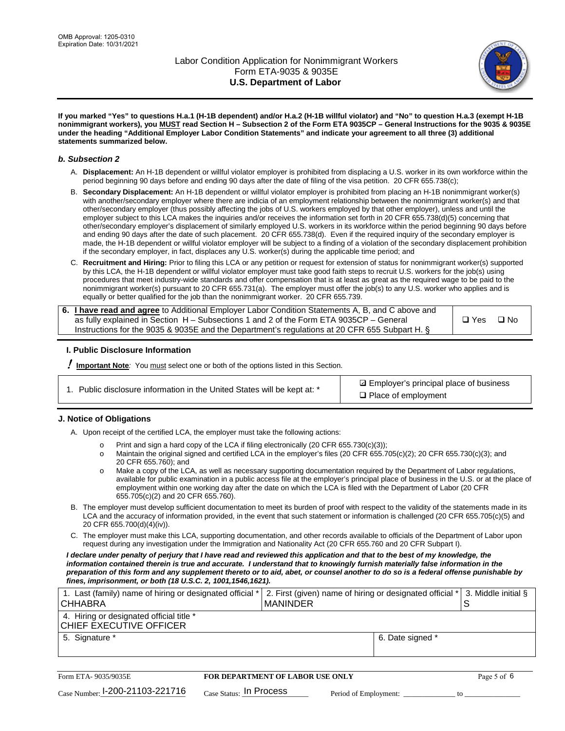**If you marked "Yes" to questions H.a.1 (H-1B dependent) and/or H.a.2 (H-1B willful violator) and "No" to question H.a.3 (exempt H-1B nonimmigrant workers), you MUST read Section H – Subsection 2 of the Form ETA 9035CP – General Instructions for the 9035 & 9035E under the heading "Additional Employer Labor Condition Statements" and indicate your agreement to all three (3) additional statements summarized below.**

### *b. Subsection 2*

A. **Displacement:** An H-1B dependent or willful violator employer is prohibited from displacing a U.S. worker in its own workforce within the period beginning 90 days before and ending 90 days after the date of filing of the visa petition. 20 CFR 655.738(c);

B. **Secondary Displacement:** An H-1B dependent or willful violator employer is prohibited from placing an H-1B nonimmigrant worker(s) with another/secondary employer where there are indicia of an employment relationship between the nonimmigrant worker(s) and that other/secondary employer (thus possibly affecting the jobs of U.S. workers employed by that other employer), unless and until the employer subject to this LCA makes the inquiries and/or receives the information set forth in 20 CFR 655.738(d)(5) concerning that other/secondary employer's displacement of similarly employed U.S. workers in its workforce within the period beginning 90 days before and ending 90 days after the date of such placement. 20 CFR 655.738(d). Even if the required inquiry of the secondary employer is made, the H-1B dependent or willful violator employer will be subject to a finding of a violation of the secondary displacement prohibition if the secondary employer, in fact, displaces any U.S. worker(s) during the applicable time period; and

C. **Recruitment and Hiring:** Prior to filing this LCA or any petition or request for extension of status for nonimmigrant worker(s) supported by this LCA, the H-1B dependent or willful violator employer must take good faith steps to recruit U.S. workers for the job(s) using procedures that meet industry-wide standards and offer compensation that is at least as great as the required wage to be paid to the nonimmigrant worker(s) pursuant to 20 CFR 655.731(a). The employer must offer the job(s) to any U.S. worker who applies and is equally or better qualified for the job than the nonimmigrant worker. 20 CFR 655.739.

| 6. **I have read and agree** to Additional Employer Labor Condition Statements A, B, and C above and as fully explained in Section H – Subsections 1 and 2 of the Form ETA 9035CP – General Instructions for the 9035 & 9035E and the Department's regulations at 20 CFR 655 Subpart H. § | ☐ Yes ☐ No |
|---|---|

### I. Public Disclosure Information

**! Important Note**: You must select one or both of the options listed in this Section.

| 1. Public disclosure information in the United States will be kept at: * | ☑ Employer's principal place of business<br>☐ Place of employment |
|---|---|

### J. Notice of Obligations

A. Upon receipt of the certified LCA, the employer must take the following actions:

- o Print and sign a hard copy of the LCA if filing electronically (20 CFR 655.730(c)(3));
- o Maintain the original signed and certified LCA in the employer's files (20 CFR 655.705(c)(2); 20 CFR 655.730(c)(3); and 20 CFR 655.760); and
- o Make a copy of the LCA, as well as necessary supporting documentation required by the Department of Labor regulations, available for public examination in a public access file at the employer's principal place of business in the U.S. or at the place of employment within one working day after the date on which the LCA is filed with the Department of Labor (20 CFR 655.705(c)(2) and 20 CFR 655.760).

B. The employer must develop sufficient documentation to meet its burden of proof with respect to the validity of the statements made in its LCA and the accuracy of information provided, in the event that such statement or information is challenged (20 CFR 655.705(c)(5) and 20 CFR 655.700(d)(4)(iv)).

C. The employer must make this LCA, supporting documentation, and other records available to officials of the Department of Labor upon request during any investigation under the Immigration and Nationality Act (20 CFR 655.760 and 20 CFR Subpart I).

***I declare under penalty of perjury that I have read and reviewed this application and that to the best of my knowledge, the information contained therein is true and accurate. I understand that to knowingly furnish materially false information in the preparation of this form and any supplement thereto or to aid, abet, or counsel another to do so is a federal offense punishable by fines, imprisonment, or both (18 U.S.C. 2, 1001,1546,1621).***

| 1. Last (family) name of hiring or designated official *<br>CHHABRA | 2. First (given) name of hiring or designated official *<br>MANINDER | 3. Middle initial §<br>S |
|---|---|---|
| 4. Hiring or designated official title *<br>CHIEF EXECUTIVE OFFICER | | |
| 5. Signature * | 6. Date signed * | |

| Form ETA- 9035/9035E | FOR DEPARTMENT OF LABOR USE ONLY | |
|---|---|---|
| Case Number: I-200-21103-221716 | Case Status: In Process | Period of Employment: _____________ to _____________ |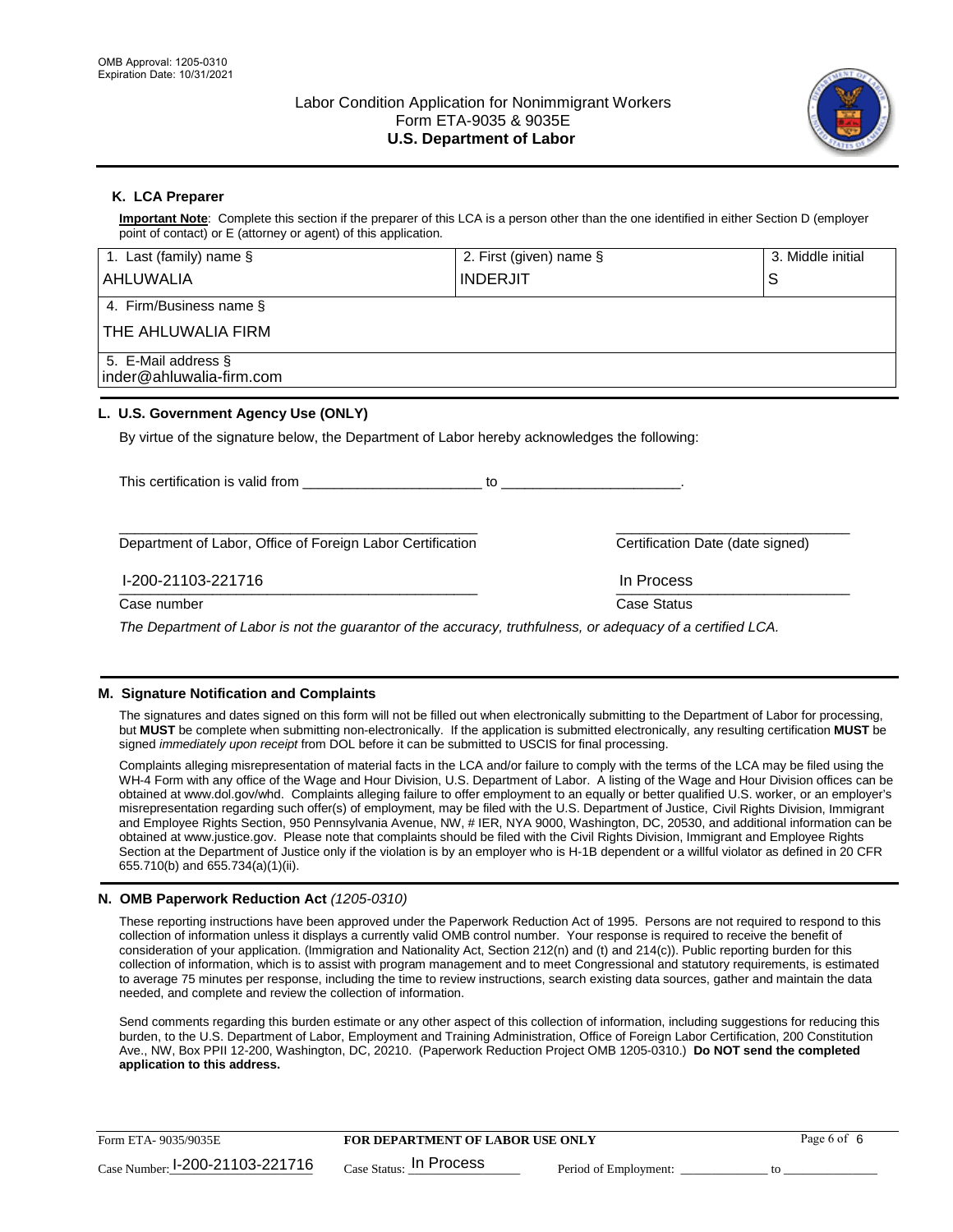## K. LCA Preparer

**Important Note**: Complete this section if the preparer of this LCA is a person other than the one identified in either Section D (employer point of contact) or E (attorney or agent) of this application.

| 1. Last (family) name § | 2. First (given) name § | 3. Middle initial |
|---|---|---|
| AHLUWALIA | INDERJIT | S |
| 4. Firm/Business name § | | |
| THE AHLUWALIA FIRM | | |
| 5. E-Mail address § | | |
| inder@ahluwalia-firm.com | | |

## L. U.S. Government Agency Use (ONLY)

By virtue of the signature below, the Department of Labor hereby acknowledges the following:

This certification is valid from \_\_\_\_\_\_\_\_\_\_\_\_\_\_\_\_\_\_\_\_\_\_ to \_\_\_\_\_\_\_\_\_\_\_\_\_\_\_\_\_\_\_\_\_\_.

Department of Labor, Office of Foreign Labor Certification — Certification Date (date signed)

Case number: I-200-21103-221716

Case Status: In Process

*The Department of Labor is not the guarantor of the accuracy, truthfulness, or adequacy of a certified LCA.*

## M. Signature Notification and Complaints

The signatures and dates signed on this form will not be filled out when electronically submitting to the Department of Labor for processing, but **MUST** be complete when submitting non-electronically. If the application is submitted electronically, any resulting certification **MUST** be signed *immediately upon receipt* from DOL before it can be submitted to USCIS for final processing.

Complaints alleging misrepresentation of material facts in the LCA and/or failure to comply with the terms of the LCA may be filed using the WH-4 Form with any office of the Wage and Hour Division, U.S. Department of Labor. A listing of the Wage and Hour Division offices can be obtained at www.dol.gov/whd. Complaints alleging failure to offer employment to an equally or better qualified U.S. worker, or an employer's misrepresentation regarding such offer(s) of employment, may be filed with the U.S. Department of Justice, Civil Rights Division, Immigrant and Employee Rights Section, 950 Pennsylvania Avenue, NW, # IER, NYA 9000, Washington, DC, 20530, and additional information can be obtained at www.justice.gov. Please note that complaints should be filed with the Civil Rights Division, Immigrant and Employee Rights Section at the Department of Justice only if the violation is by an employer who is H-1B dependent or a willful violator as defined in 20 CFR 655.710(b) and 655.734(a)(1)(ii).

## N. OMB Paperwork Reduction Act *(1205-0310)*

These reporting instructions have been approved under the Paperwork Reduction Act of 1995. Persons are not required to respond to this collection of information unless it displays a currently valid OMB control number. Your response is required to receive the benefit of consideration of your application. (Immigration and Nationality Act, Section 212(n) and (t) and 214(c)). Public reporting burden for this collection of information, which is to assist with program management and to meet Congressional and statutory requirements, is estimated to average 75 minutes per response, including the time to review instructions, search existing data sources, gather and maintain the data needed, and complete and review the collection of information.

Send comments regarding this burden estimate or any other aspect of this collection of information, including suggestions for reducing this burden, to the U.S. Department of Labor, Employment and Training Administration, Office of Foreign Labor Certification, 200 Constitution Ave., NW, Box PPII 12-200, Washington, DC, 20210. (Paperwork Reduction Project OMB 1205-0310.) **Do NOT send the completed application to this address.**